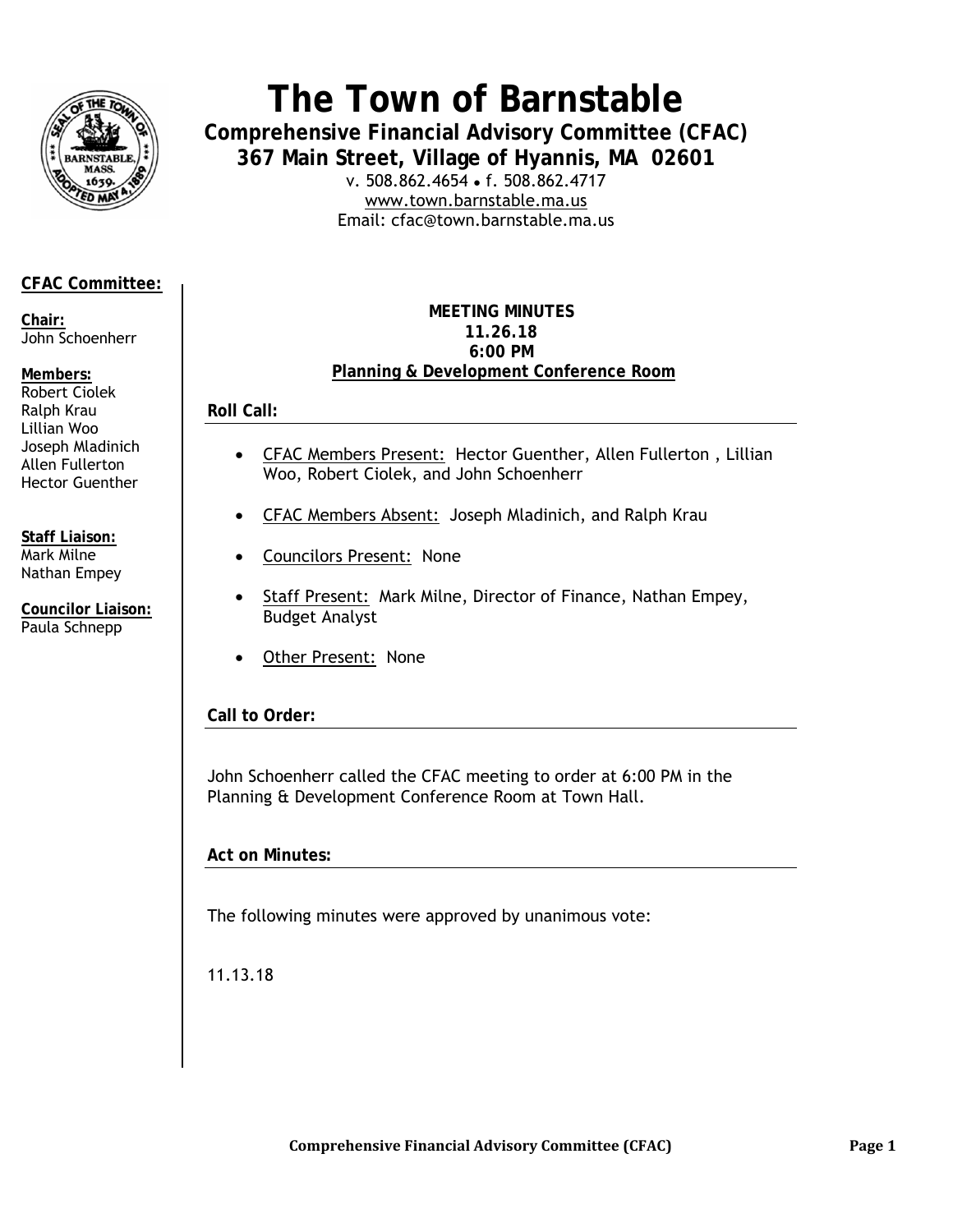# The Town of Barnstable

**Comprehensive Financial Advisory Committee (CFAC)**
**367 Main Street, Village of Hyannis, MA 02601**

v. 508.862.4654 • f. 508.862.4717
www.town.barnstable.ma.us
Email: cfac@town.barnstable.ma.us

**CFAC Committee:**

**Chair:**
John Schoenherr

**Members:**
Robert Ciolek
Ralph Krau
Lillian Woo
Joseph Mladinich
Allen Fullerton
Hector Guenther

**Staff Liaison:**
Mark Milne
Nathan Empey

**Councilor Liaison:**
Paula Schnepp

**MEETING MINUTES**
**11.26.18**
**6:00 PM**
**Planning & Development Conference Room**

## Roll Call:

- CFAC Members Present: Hector Guenther, Allen Fullerton , Lillian Woo, Robert Ciolek, and John Schoenherr
- CFAC Members Absent: Joseph Mladinich, and Ralph Krau
- Councilors Present: None
- Staff Present: Mark Milne, Director of Finance, Nathan Empey, Budget Analyst
- Other Present: None

## Call to Order:

John Schoenherr called the CFAC meeting to order at 6:00 PM in the Planning & Development Conference Room at Town Hall.

## Act on Minutes:

The following minutes were approved by unanimous vote:

11.13.18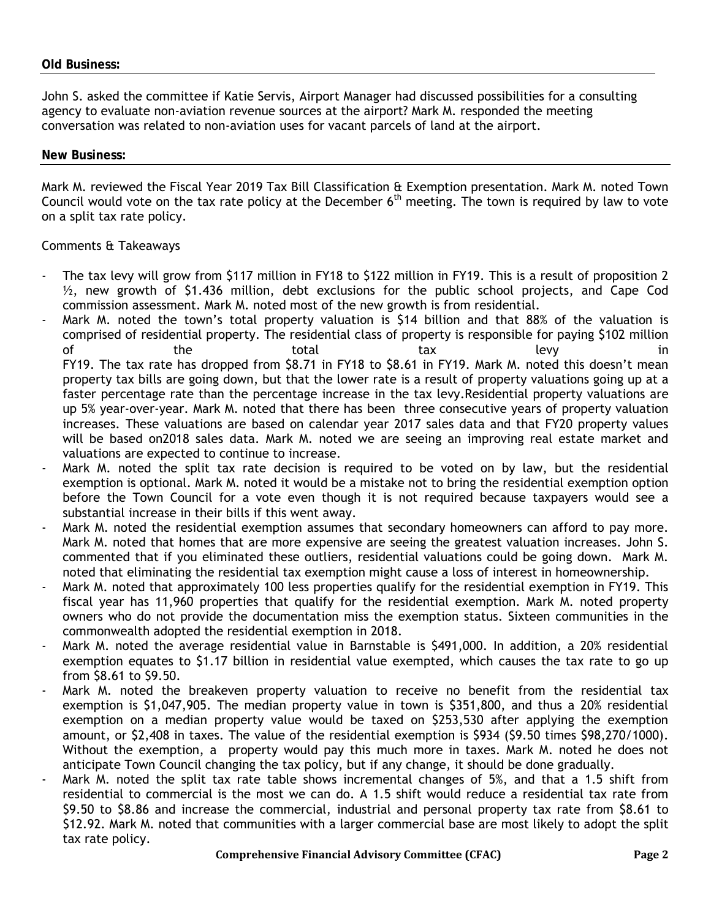**Old Business:**

John S. asked the committee if Katie Servis, Airport Manager had discussed possibilities for a consulting agency to evaluate non-aviation revenue sources at the airport? Mark M. responded the meeting conversation was related to non-aviation uses for vacant parcels of land at the airport.

**New Business:**

Mark M. reviewed the Fiscal Year 2019 Tax Bill Classification & Exemption presentation. Mark M. noted Town Council would vote on the tax rate policy at the December 6th meeting. The town is required by law to vote on a split tax rate policy.

Comments & Takeaways

- The tax levy will grow from $117 million in FY18 to $122 million in FY19. This is a result of proposition 2 ½, new growth of $1.436 million, debt exclusions for the public school projects, and Cape Cod commission assessment. Mark M. noted most of the new growth is from residential.
- Mark M. noted the town's total property valuation is $14 billion and that 88% of the valuation is comprised of residential property. The residential class of property is responsible for paying $102 million of the total tax levy in FY19. The tax rate has dropped from $8.71 in FY18 to $8.61 in FY19. Mark M. noted this doesn't mean property tax bills are going down, but that the lower rate is a result of property valuations going up at a faster percentage rate than the percentage increase in the tax levy.Residential property valuations are up 5% year-over-year. Mark M. noted that there has been three consecutive years of property valuation increases. These valuations are based on calendar year 2017 sales data and that FY20 property values will be based on2018 sales data. Mark M. noted we are seeing an improving real estate market and valuations are expected to continue to increase.
- Mark M. noted the split tax rate decision is required to be voted on by law, but the residential exemption is optional. Mark M. noted it would be a mistake not to bring the residential exemption option before the Town Council for a vote even though it is not required because taxpayers would see a substantial increase in their bills if this went away.
- Mark M. noted the residential exemption assumes that secondary homeowners can afford to pay more. Mark M. noted that homes that are more expensive are seeing the greatest valuation increases. John S. commented that if you eliminated these outliers, residential valuations could be going down. Mark M. noted that eliminating the residential tax exemption might cause a loss of interest in homeownership.
- Mark M. noted that approximately 100 less properties qualify for the residential exemption in FY19. This fiscal year has 11,960 properties that qualify for the residential exemption. Mark M. noted property owners who do not provide the documentation miss the exemption status. Sixteen communities in the commonwealth adopted the residential exemption in 2018.
- Mark M. noted the average residential value in Barnstable is $491,000. In addition, a 20% residential exemption equates to $1.17 billion in residential value exempted, which causes the tax rate to go up from $8.61 to $9.50.
- Mark M. noted the breakeven property valuation to receive no benefit from the residential tax exemption is $1,047,905. The median property value in town is $351,800, and thus a 20% residential exemption on a median property value would be taxed on $253,530 after applying the exemption amount, or $2,408 in taxes. The value of the residential exemption is $934 ($9.50 times $98,270/1000). Without the exemption, a property would pay this much more in taxes. Mark M. noted he does not anticipate Town Council changing the tax policy, but if any change, it should be done gradually.
- Mark M. noted the split tax rate table shows incremental changes of 5%, and that a 1.5 shift from residential to commercial is the most we can do. A 1.5 shift would reduce a residential tax rate from $9.50 to $8.86 and increase the commercial, industrial and personal property tax rate from $8.61 to $12.92. Mark M. noted that communities with a larger commercial base are most likely to adopt the split tax rate policy.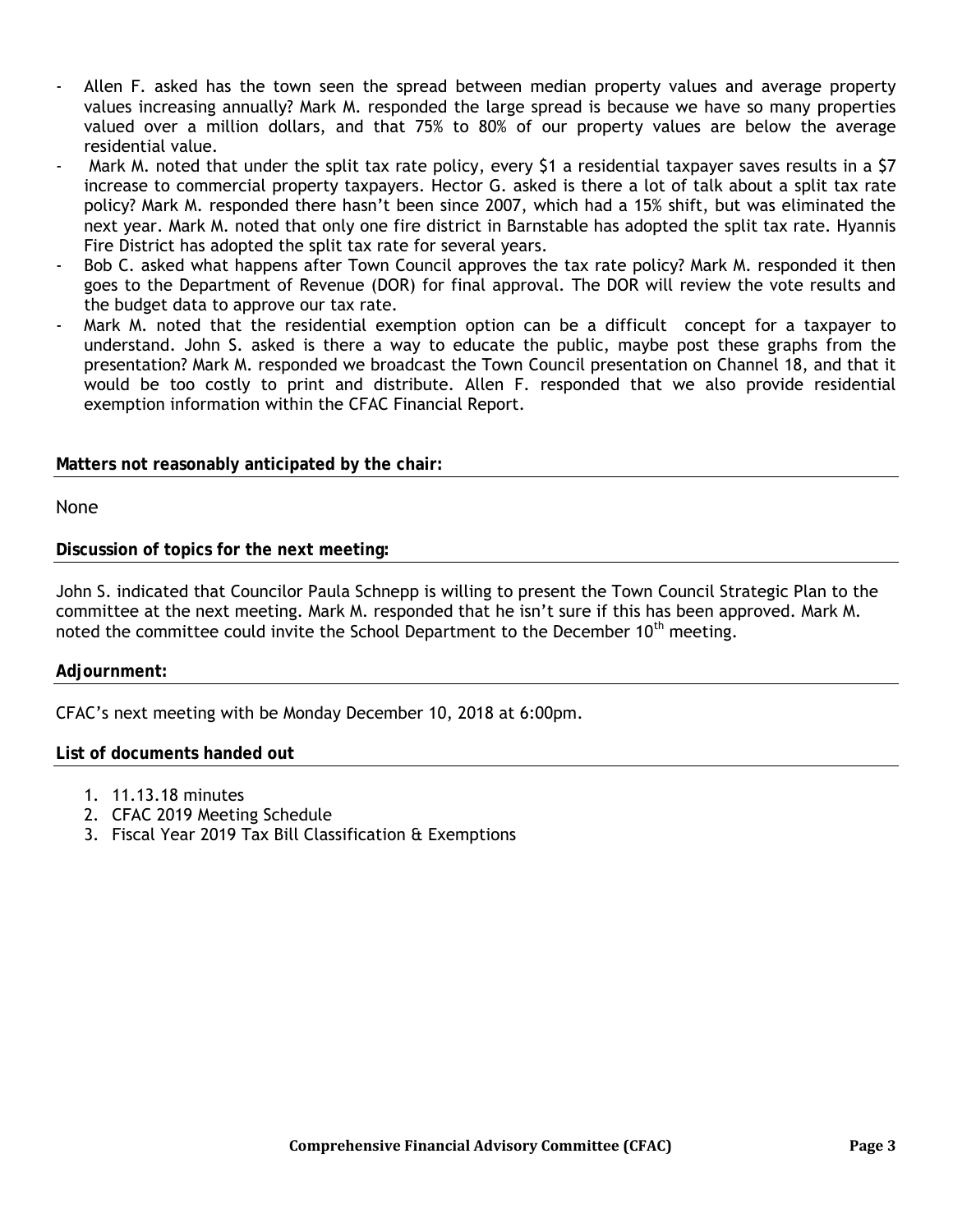- Allen F. asked has the town seen the spread between median property values and average property values increasing annually? Mark M. responded the large spread is because we have so many properties valued over a million dollars, and that 75% to 80% of our property values are below the average residential value.
- Mark M. noted that under the split tax rate policy, every $1 a residential taxpayer saves results in a $7 increase to commercial property taxpayers. Hector G. asked is there a lot of talk about a split tax rate policy? Mark M. responded there hasn't been since 2007, which had a 15% shift, but was eliminated the next year. Mark M. noted that only one fire district in Barnstable has adopted the split tax rate. Hyannis Fire District has adopted the split tax rate for several years.
- Bob C. asked what happens after Town Council approves the tax rate policy? Mark M. responded it then goes to the Department of Revenue (DOR) for final approval. The DOR will review the vote results and the budget data to approve our tax rate.
- Mark M. noted that the residential exemption option can be a difficult concept for a taxpayer to understand. John S. asked is there a way to educate the public, maybe post these graphs from the presentation? Mark M. responded we broadcast the Town Council presentation on Channel 18, and that it would be too costly to print and distribute. Allen F. responded that we also provide residential exemption information within the CFAC Financial Report.

**Matters not reasonably anticipated by the chair:**

None

**Discussion of topics for the next meeting:**

John S. indicated that Councilor Paula Schnepp is willing to present the Town Council Strategic Plan to the committee at the next meeting. Mark M. responded that he isn't sure if this has been approved. Mark M. noted the committee could invite the School Department to the December 10th meeting.

**Adjournment:**

CFAC's next meeting with be Monday December 10, 2018 at 6:00pm.

**List of documents handed out**

1. 11.13.18 minutes
2. CFAC 2019 Meeting Schedule
3. Fiscal Year 2019 Tax Bill Classification & Exemptions